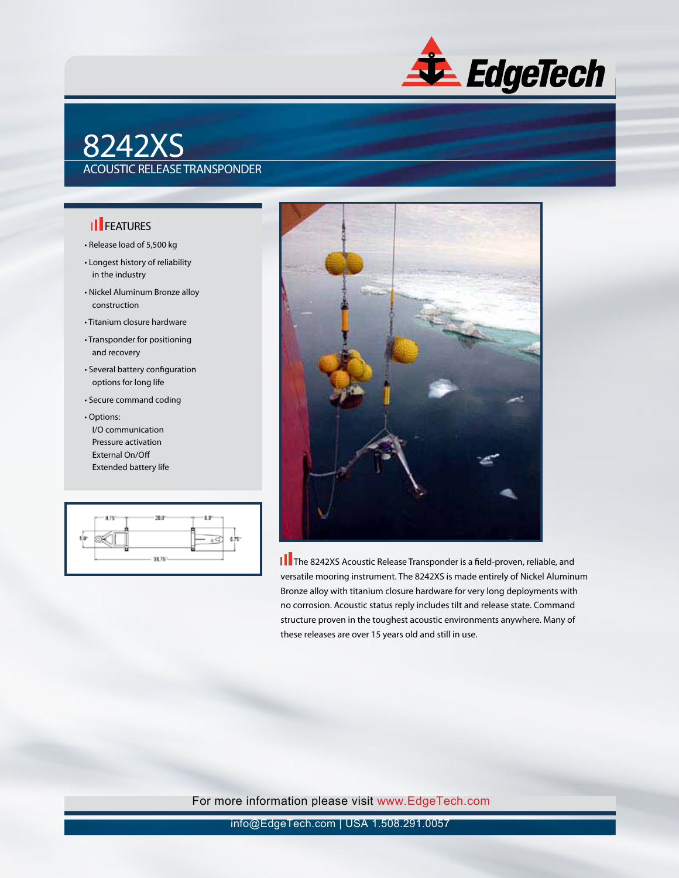# 8242XS

## ACOUSTIC RELEASE TRANSPONDER

### FEATURES

- Release load of 5,500 kg
- Longest history of reliability in the industry
- Nickel Aluminum Bronze alloy construction
- Titanium closure hardware
- Transponder for positioning and recovery
- Several battery configuration options for long life
- Secure command coding
- Options:
  I/O communication
  Pressure activation
  External On/Off
  Extended battery life

The 8242XS Acoustic Release Transponder is a field-proven, reliable, and versatile mooring instrument. The 8242XS is made entirely of Nickel Aluminum Bronze alloy with titanium closure hardware for very long deployments with no corrosion. Acoustic status reply includes tilt and release state. Command structure proven in the toughest acoustic environments anywhere. Many of these releases are over 15 years old and still in use.

For more information please visit www.EdgeTech.com

info@EdgeTech.com | USA 1.508.291.0057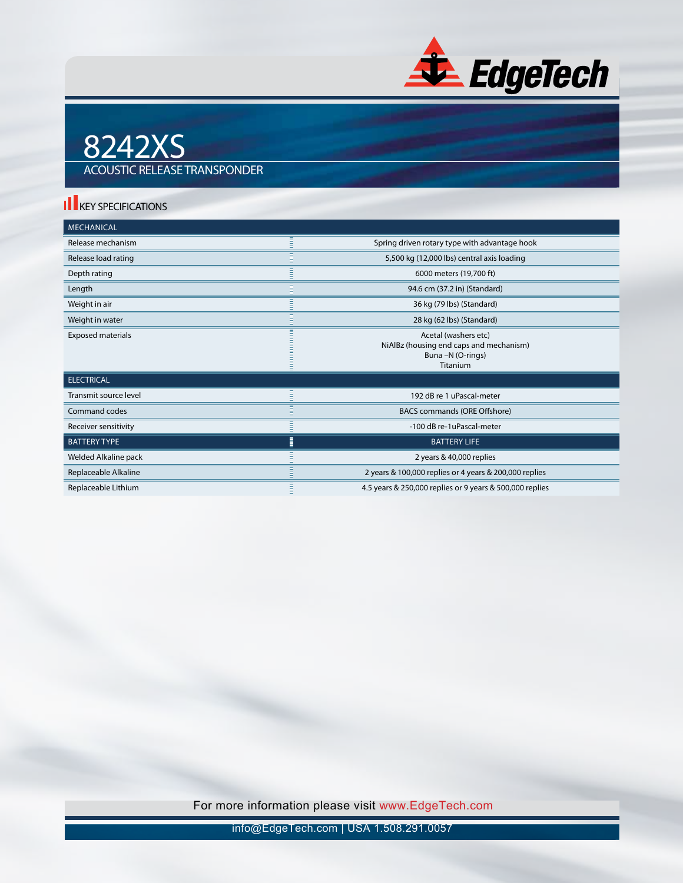# 8242XS

## ACOUSTIC RELEASE TRANSPONDER

### KEY SPECIFICATIONS

| MECHANICAL | |
|---|---|
| Release mechanism | Spring driven rotary type with advantage hook |
| Release load rating | 5,500 kg (12,000 lbs) central axis loading |
| Depth rating | 6000 meters (19,700 ft) |
| Length | 94.6 cm (37.2 in) (Standard) |
| Weight in air | 36 kg (79 lbs) (Standard) |
| Weight in water | 28 kg (62 lbs) (Standard) |
| Exposed materials | Acetal (washers etc)<br>NiAlBz (housing end caps and mechanism)<br>Buna –N (O-rings)<br>Titanium |
| **ELECTRICAL** | |
| Transmit source level | 192 dB re 1 uPascal-meter |
| Command codes | BACS commands (ORE Offshore) |
| Receiver sensitivity | -100 dB re-1uPascal-meter |
| **BATTERY TYPE** | **BATTERY LIFE** |
| Welded Alkaline pack | 2 years & 40,000 replies |
| Replaceable Alkaline | 2 years & 100,000 replies or 4 years & 200,000 replies |
| Replaceable Lithium | 4.5 years & 250,000 replies or 9 years & 500,000 replies |

For more information please visit www.EdgeTech.com

info@EdgeTech.com | USA 1.508.291.0057